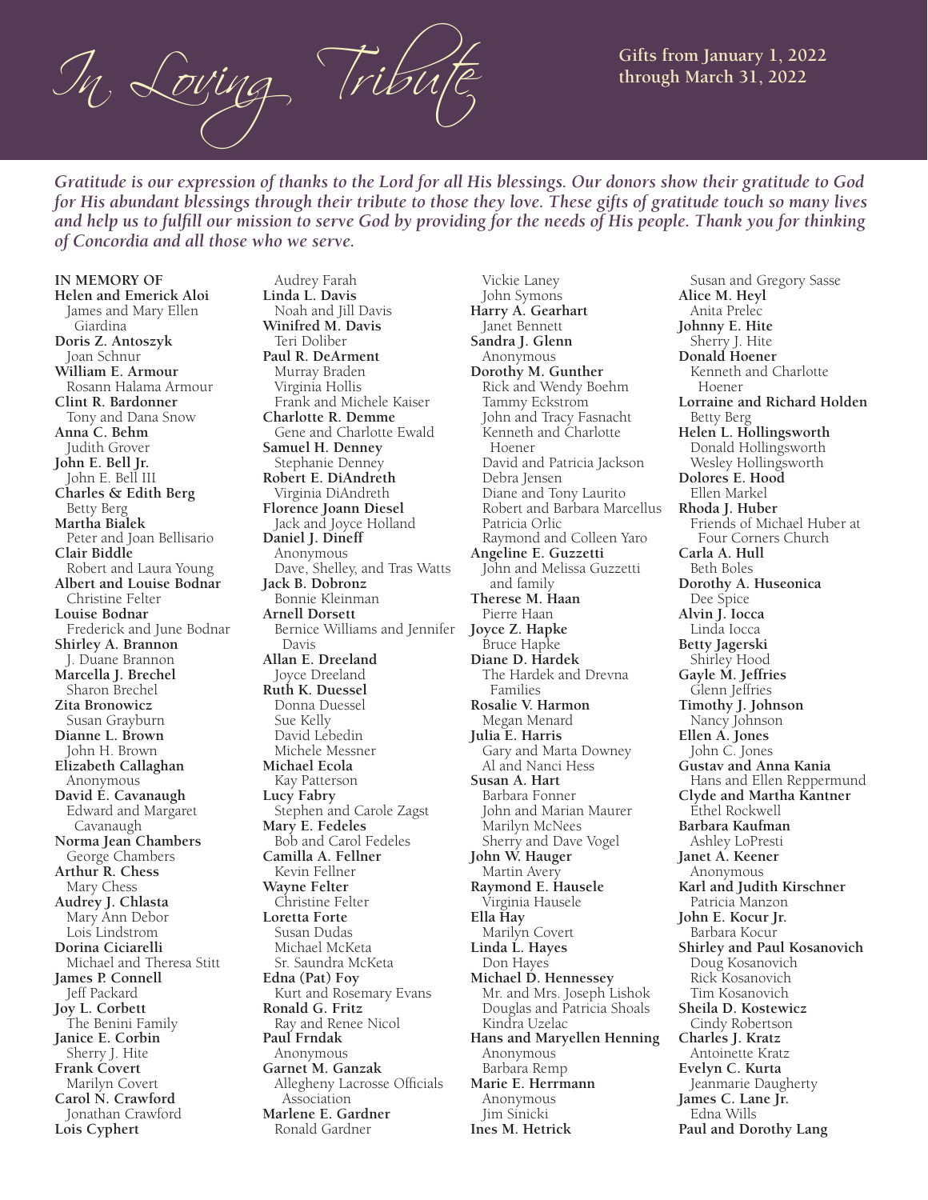# In Loving Tribute

**Gifts from January 1, 2022 through March 31, 2022**

*Gratitude is our expression of thanks to the Lord for all His blessings. Our donors show their gratitude to God for His abundant blessings through their tribute to those they love. These gifts of gratitude touch so many lives and help us to fulfill our mission to serve God by providing for the needs of His people. Thank you for thinking of Concordia and all those who we serve.*

**IN MEMORY OF**

**Helen and Emerick Aloi**
James and Mary Ellen Giardina

**Doris Z. Antoszyk**
Joan Schnur

**William E. Armour**
Rosann Halama Armour

**Clint R. Bardonner**
Tony and Dana Snow

**Anna C. Behm**
Judith Grover

**John E. Bell Jr.**
John E. Bell III

**Charles & Edith Berg**
Betty Berg

**Martha Bialek**
Peter and Joan Bellisario

**Clair Biddle**
Robert and Laura Young

**Albert and Louise Bodnar**
Christine Felter

**Louise Bodnar**
Frederick and June Bodnar

**Shirley A. Brannon**
J. Duane Brannon

**Marcella J. Brechel**
Sharon Brechel

**Zita Bronowicz**
Susan Grayburn

**Dianne L. Brown**
John H. Brown

**Elizabeth Callaghan**
Anonymous

**David E. Cavanaugh**
Edward and Margaret Cavanaugh

**Norma Jean Chambers**
George Chambers

**Arthur R. Chess**
Mary Chess

**Audrey J. Chlasta**
Mary Ann Debor
Lois Lindstrom

**Dorina Ciciarelli**
Michael and Theresa Stitt

**James P. Connell**
Jeff Packard

**Joy L. Corbett**
The Benini Family

**Janice E. Corbin**
Sherry J. Hite

**Frank Covert**
Marilyn Covert

**Carol N. Crawford**
Jonathan Crawford

**Lois Cyphert**
Audrey Farah

**Linda L. Davis**
Noah and Jill Davis

**Winifred M. Davis**
Teri Doliber

**Paul R. DeArment**
Murray Braden
Virginia Hollis
Frank and Michele Kaiser

**Charlotte R. Demme**
Gene and Charlotte Ewald

**Samuel H. Denney**
Stephanie Denney

**Robert E. DiAndreth**
Virginia DiAndreth

**Florence Joann Diesel**
Jack and Joyce Holland

**Daniel J. Dineff**
Anonymous
Dave, Shelley, and Tras Watts

**Jack B. Dobronz**
Bonnie Kleinman

**Arnell Dorsett**
Bernice Williams and Jennifer Davis

**Allan E. Dreeland**
Joyce Dreeland

**Ruth K. Duessel**
Donna Duessel
Sue Kelly
David Lebedin
Michele Messner

**Michael Ecola**
Kay Patterson

**Lucy Fabry**
Stephen and Carole Zagst

**Mary E. Fedeles**
Bob and Carol Fedeles

**Camilla A. Fellner**
Kevin Fellner

**Wayne Felter**
Christine Felter

**Loretta Forte**
Susan Dudas
Michael McKeta
Sr. Saundra McKeta

**Edna (Pat) Foy**
Kurt and Rosemary Evans

**Ronald G. Fritz**
Ray and Renee Nicol

**Paul Frndak**
Anonymous

**Garnet M. Ganzak**
Allegheny Lacrosse Officials Association

**Marlene E. Gardner**
Ronald Gardner
Vickie Laney
John Symons

**Harry A. Gearhart**
Janet Bennett

**Sandra J. Glenn**
Anonymous

**Dorothy M. Gunther**
Rick and Wendy Boehm
Tammy Eckstrom
John and Tracy Fasnacht
Kenneth and Charlotte Hoener
David and Patricia Jackson
Debra Jensen
Diane and Tony Laurito
Robert and Barbara Marcellus
Patricia Orlic
Raymond and Colleen Yaro

**Angeline E. Guzzetti**
John and Melissa Guzzetti and family

**Therese M. Haan**
Pierre Haan

**Joyce Z. Hapke**
Bruce Hapke

**Diane D. Hardek**
The Hardek and Drevna Families

**Rosalie V. Harmon**
Megan Menard

**Julia E. Harris**
Gary and Marta Downey
Al and Nanci Hess

**Susan A. Hart**
Barbara Fonner
John and Marian Maurer
Marilyn McNees
Sherry and Dave Vogel

**John W. Hauger**
Martin Avery

**Raymond E. Hausele**
Virginia Hausele

**Ella Hay**
Marilyn Covert

**Linda L. Hayes**
Don Hayes

**Michael D. Hennessey**
Mr. and Mrs. Joseph Lishok
Douglas and Patricia Shoals
Kindra Uzelac

**Hans and Maryellen Henning**
Anonymous
Barbara Remp

**Marie E. Herrmann**
Anonymous
Jim Sinicki

**Ines M. Hetrick**
Susan and Gregory Sasse

**Alice M. Heyl**
Anita Prelec

**Johnny E. Hite**
Sherry J. Hite

**Donald Hoener**
Kenneth and Charlotte Hoener

**Lorraine and Richard Holden**
Betty Berg

**Helen L. Hollingsworth**
Donald Hollingsworth
Wesley Hollingsworth

**Dolores E. Hood**
Ellen Markel

**Rhoda J. Huber**
Friends of Michael Huber at Four Corners Church

**Carla A. Hull**
Beth Boles

**Dorothy A. Huseonica**
Dee Spice

**Alvin J. Iocca**
Linda Iocca

**Betty Jagerski**
Shirley Hood

**Gayle M. Jeffries**
Glenn Jeffries

**Timothy J. Johnson**
Nancy Johnson

**Ellen A. Jones**
John C. Jones

**Gustav and Anna Kania**
Hans and Ellen Reppermund

**Clyde and Martha Kantner**
Ethel Rockwell

**Barbara Kaufman**
Ashley LoPresti

**Janet A. Keener**
Anonymous

**Karl and Judith Kirschner**
Patricia Manzon

**John E. Kocur Jr.**
Barbara Kocur

**Shirley and Paul Kosanovich**
Doug Kosanovich
Rick Kosanovich
Tim Kosanovich

**Sheila D. Kostewicz**
Cindy Robertson

**Charles J. Kratz**
Antoinette Kratz

**Evelyn C. Kurta**
Jeanmarie Daugherty

**James C. Lane Jr.**
Edna Wills

**Paul and Dorothy Lang**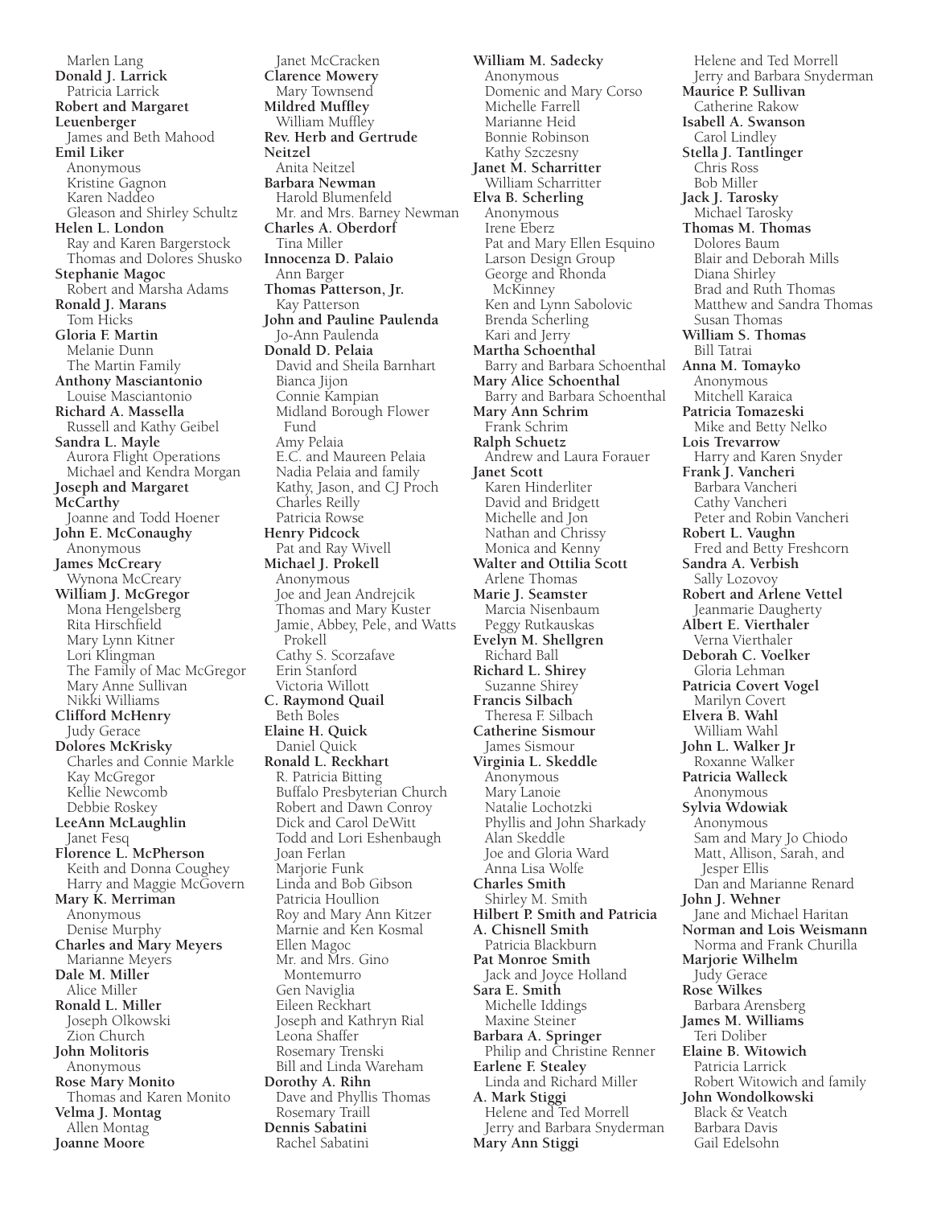Marlen Lang

**Donald J. Larrick**
Patricia Larrick

**Robert and Margaret Leuenberger**
James and Beth Mahood

**Emil Liker**
Anonymous
Kristine Gagnon
Karen Naddeo
Gleason and Shirley Schultz

**Helen L. London**
Ray and Karen Bargerstock
Thomas and Dolores Shusko

**Stephanie Magoc**
Robert and Marsha Adams

**Ronald J. Marans**
Tom Hicks

**Gloria F. Martin**
Melanie Dunn
The Martin Family

**Anthony Masciantonio**
Louise Masciantonio

**Richard A. Massella**
Russell and Kathy Geibel

**Sandra L. Mayle**
Aurora Flight Operations
Michael and Kendra Morgan

**Joseph and Margaret McCarthy**
Joanne and Todd Hoener

**John E. McConaughy**
Anonymous

**James McCreary**
Wynona McCreary

**William J. McGregor**
Mona Hengelsberg
Rita Hirschfield
Mary Lynn Kitner
Lori Klingman
The Family of Mac McGregor
Mary Anne Sullivan
Nikki Williams

**Clifford McHenry**
Judy Gerace

**Dolores McKrisky**
Charles and Connie Markle
Kay McGregor
Kellie Newcomb
Debbie Roskey

**LeeAnn McLaughlin**
Janet Fesq

**Florence L. McPherson**
Keith and Donna Coughey
Harry and Maggie McGovern

**Mary K. Merriman**
Anonymous
Denise Murphy

**Charles and Mary Meyers**
Marianne Meyers

**Dale M. Miller**
Alice Miller

**Ronald L. Miller**
Joseph Olkowski
Zion Church

**John Molitoris**
Anonymous

**Rose Mary Monito**
Thomas and Karen Monito

**Velma J. Montag**
Allen Montag

**Joanne Moore**
Janet McCracken

**Clarence Mowery**
Mary Townsend

**Mildred Muffley**
William Muffley

**Rev. Herb and Gertrude Neitzel**
Anita Neitzel

**Barbara Newman**
Harold Blumenfeld
Mr. and Mrs. Barney Newman

**Charles A. Oberdorf**
Tina Miller

**Innocenza D. Palaio**
Ann Barger

**Thomas Patterson, Jr.**
Kay Patterson

**John and Pauline Paulenda**
Jo-Ann Paulenda

**Donald D. Pelaia**
David and Sheila Barnhart
Bianca Jijon
Connie Kampian
Midland Borough Flower Fund
Amy Pelaia
E.C. and Maureen Pelaia
Nadia Pelaia and family
Kathy, Jason, and CJ Proch
Charles Reilly
Patricia Rowse

**Henry Pidcock**
Pat and Ray Wivell

**Michael J. Prokell**
Anonymous
Joe and Jean Andrejcik
Thomas and Mary Kuster
Jamie, Abbey, Pele, and Watts Prokell
Cathy S. Scorzafave
Erin Stanford
Victoria Willott

**C. Raymond Quail**
Beth Boles

**Elaine H. Quick**
Daniel Quick

**Ronald L. Reckhart**
R. Patricia Bitting
Buffalo Presbyterian Church
Robert and Dawn Conroy
Dick and Carol DeWitt
Todd and Lori Eshenbaugh
Joan Ferlan
Marjorie Funk
Linda and Bob Gibson
Patricia Houllion
Roy and Mary Ann Kitzer
Marnie and Ken Kosmal
Ellen Magoc
Mr. and Mrs. Gino Montemurro
Gen Naviglia
Eileen Reckhart
Joseph and Kathryn Rial
Leona Shaffer
Rosemary Trenski
Bill and Linda Wareham

**Dorothy A. Rihn**
Dave and Phyllis Thomas
Rosemary Traill

**Dennis Sabatini**
Rachel Sabatini

**William M. Sadecky**
Anonymous
Domenic and Mary Corso
Michelle Farrell
Marianne Heid
Bonnie Robinson
Kathy Szczesny

**Janet M. Scharritter**
William Scharritter

**Elva B. Scherling**
Anonymous
Irene Eberz
Pat and Mary Ellen Esquino
Larson Design Group
George and Rhonda McKinney
Ken and Lynn Sabolovic
Brenda Scherling
Kari and Jerry

**Martha Schoenthal**
Barry and Barbara Schoenthal

**Mary Alice Schoenthal**
Barry and Barbara Schoenthal

**Mary Ann Schrim**
Frank Schrim

**Ralph Schuetz**
Andrew and Laura Forauer

**Janet Scott**
Karen Hinderliter
David and Bridgett
Michelle and Jon
Nathan and Chrissy
Monica and Kenny

**Walter and Ottilia Scott**
Arlene Thomas

**Marie J. Seamster**
Marcia Nisenbaum
Peggy Rutkauskas

**Evelyn M. Shellgren**
Richard Ball

**Richard L. Shirey**
Suzanne Shirey

**Francis Silbach**
Theresa F. Silbach

**Catherine Sismour**
James Sismour

**Virginia L. Skeddle**
Anonymous
Mary Lanoie
Natalie Lochotzki
Phyllis and John Sharkady
Alan Skeddle
Joe and Gloria Ward
Anna Lisa Wolfe

**Charles Smith**
Shirley M. Smith

**Hilbert P. Smith and Patricia A. Chisnell Smith**
Patricia Blackburn

**Pat Monroe Smith**
Jack and Joyce Holland

**Sara E. Smith**
Michelle Iddings
Maxine Steiner

**Barbara A. Springer**
Philip and Christine Renner

**Earlene F. Stealey**
Linda and Richard Miller

**A. Mark Stiggi**
Helene and Ted Morrell
Jerry and Barbara Snyderman

**Mary Ann Stiggi**
Helene and Ted Morrell
Jerry and Barbara Snyderman

**Maurice P. Sullivan**
Catherine Rakow

**Isabell A. Swanson**
Carol Lindley

**Stella J. Tantlinger**
Chris Ross
Bob Miller

**Jack J. Tarosky**
Michael Tarosky

**Thomas M. Thomas**
Dolores Baum
Blair and Deborah Mills
Diana Shirley
Brad and Ruth Thomas
Matthew and Sandra Thomas
Susan Thomas

**William S. Thomas**
Bill Tatrai

**Anna M. Tomayko**
Anonymous
Mitchell Karaica

**Patricia Tomazeski**
Mike and Betty Nelko

**Lois Trevarrow**
Harry and Karen Snyder

**Frank J. Vancheri**
Barbara Vancheri
Cathy Vancheri
Peter and Robin Vancheri

**Robert L. Vaughn**
Fred and Betty Freshcorn

**Sandra A. Verbish**
Sally Lozovoy

**Robert and Arlene Vettel**
Jeanmarie Daugherty

**Albert E. Vierthaler**
Verna Vierthaler

**Deborah C. Voelker**
Gloria Lehman

**Patricia Covert Vogel**
Marilyn Covert

**Elvera B. Wahl**
William Wahl

**John L. Walker Jr**
Roxanne Walker

**Patricia Walleck**
Anonymous

**Sylvia Wdowiak**
Anonymous
Sam and Mary Jo Chiodo
Matt, Allison, Sarah, and Jesper Ellis
Dan and Marianne Renard

**John J. Wehner**
Jane and Michael Haritan

**Norman and Lois Weismann**
Norma and Frank Churilla

**Marjorie Wilhelm**
Judy Gerace

**Rose Wilkes**
Barbara Arensberg

**James M. Williams**
Teri Doliber

**Elaine B. Witowich**
Patricia Larrick
Robert Witowich and family

**John Wondolkowski**
Black & Veatch
Barbara Davis
Gail Edelsohn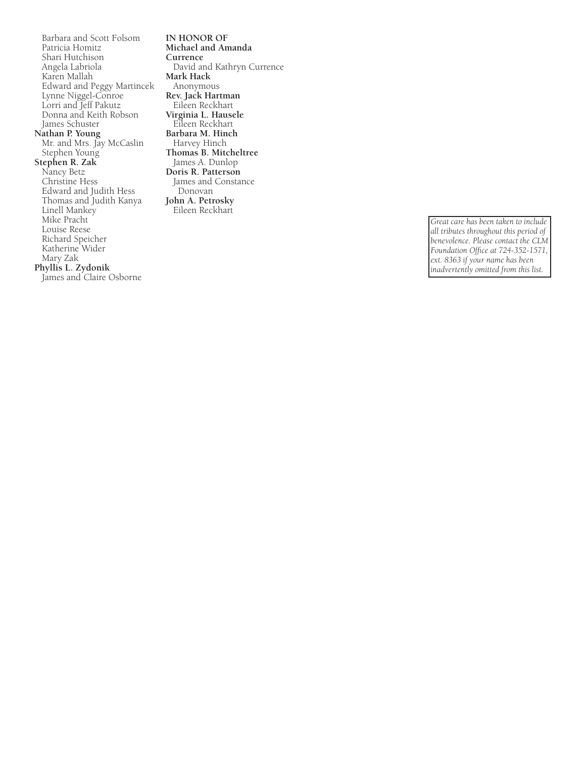Barbara and Scott Folsom
Patricia Homitz
Shari Hutchison
Angela Labriola
Karen Mallah
Edward and Peggy Martincek
Lynne Niggel-Conroe
Lorri and Jeff Pakutz
Donna and Keith Robson
James Schuster

**Nathan P. Young**
Mr. and Mrs. Jay McCaslin
Stephen Young

**Stephen R. Zak**
Nancy Betz
Christine Hess
Edward and Judith Hess
Thomas and Judith Kanya
Linell Mankey
Mike Pracht
Louise Reese
Richard Speicher
Katherine Wider
Mary Zak

**Phyllis L. Zydonik**
James and Claire Osborne

**IN HONOR OF**

**Michael and Amanda Currence**
David and Kathryn Currence

**Mark Hack**
Anonymous

**Rev. Jack Hartman**
Eileen Reckhart

**Virginia L. Hausele**
Eileen Reckhart

**Barbara M. Hinch**
Harvey Hinch

**Thomas B. Mitcheltree**
James A. Dunlop

**Doris R. Patterson**
James and Constance Donovan

**John A. Petrosky**
Eileen Reckhart

*Great care has been taken to include all tributes throughout this period of benevolence. Please contact the CLM Foundation Office at 724-352-1571, ext. 8363 if your name has been inadvertently omitted from this list.*